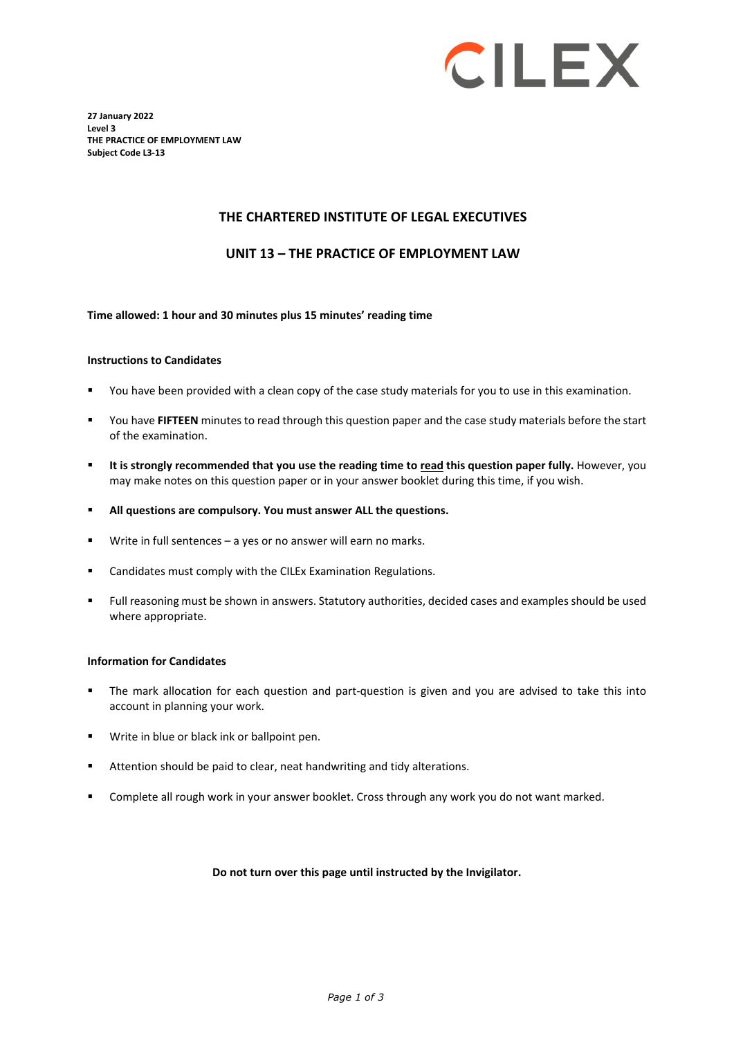CILEX

**27 January 2022**
**Level 3**
**THE PRACTICE OF EMPLOYMENT LAW**
**Subject Code L3-13**

# THE CHARTERED INSTITUTE OF LEGAL EXECUTIVES

# UNIT 13 – THE PRACTICE OF EMPLOYMENT LAW

**Time allowed: 1 hour and 30 minutes plus 15 minutes' reading time**

**Instructions to Candidates**

- You have been provided with a clean copy of the case study materials for you to use in this examination.
- You have **FIFTEEN** minutes to read through this question paper and the case study materials before the start of the examination.
- **It is strongly recommended that you use the reading time to read this question paper fully.** However, you may make notes on this question paper or in your answer booklet during this time, if you wish.
- **All questions are compulsory. You must answer ALL the questions.**
- Write in full sentences – a yes or no answer will earn no marks.
- Candidates must comply with the CILEx Examination Regulations.
- Full reasoning must be shown in answers. Statutory authorities, decided cases and examples should be used where appropriate.

**Information for Candidates**

- The mark allocation for each question and part-question is given and you are advised to take this into account in planning your work.
- Write in blue or black ink or ballpoint pen.
- Attention should be paid to clear, neat handwriting and tidy alterations.
- Complete all rough work in your answer booklet. Cross through any work you do not want marked.

**Do not turn over this page until instructed by the Invigilator.**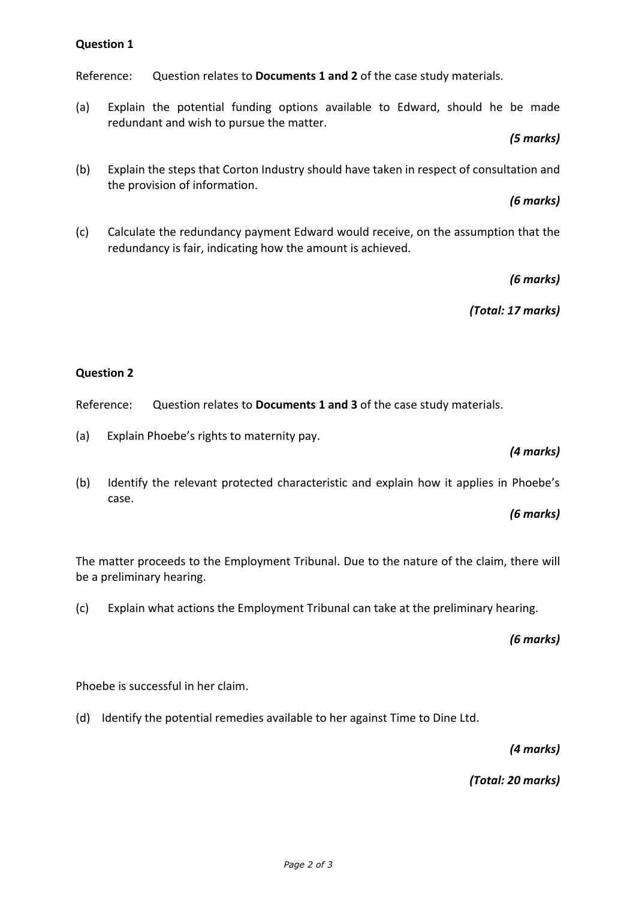**Question 1**

Reference: Question relates to **Documents 1 and 2** of the case study materials.

(a) Explain the potential funding options available to Edward, should he be made redundant and wish to pursue the matter.

***(5 marks)***

(b) Explain the steps that Corton Industry should have taken in respect of consultation and the provision of information.

***(6 marks)***

(c) Calculate the redundancy payment Edward would receive, on the assumption that the redundancy is fair, indicating how the amount is achieved.

***(6 marks)***

***(Total: 17 marks)***

**Question 2**

Reference: Question relates to **Documents 1 and 3** of the case study materials.

(a) Explain Phoebe's rights to maternity pay.

***(4 marks)***

(b) Identify the relevant protected characteristic and explain how it applies in Phoebe's case.

***(6 marks)***

The matter proceeds to the Employment Tribunal. Due to the nature of the claim, there will be a preliminary hearing.

(c) Explain what actions the Employment Tribunal can take at the preliminary hearing.

***(6 marks)***

Phoebe is successful in her claim.

(d) Identify the potential remedies available to her against Time to Dine Ltd.

***(4 marks)***

***(Total: 20 marks)***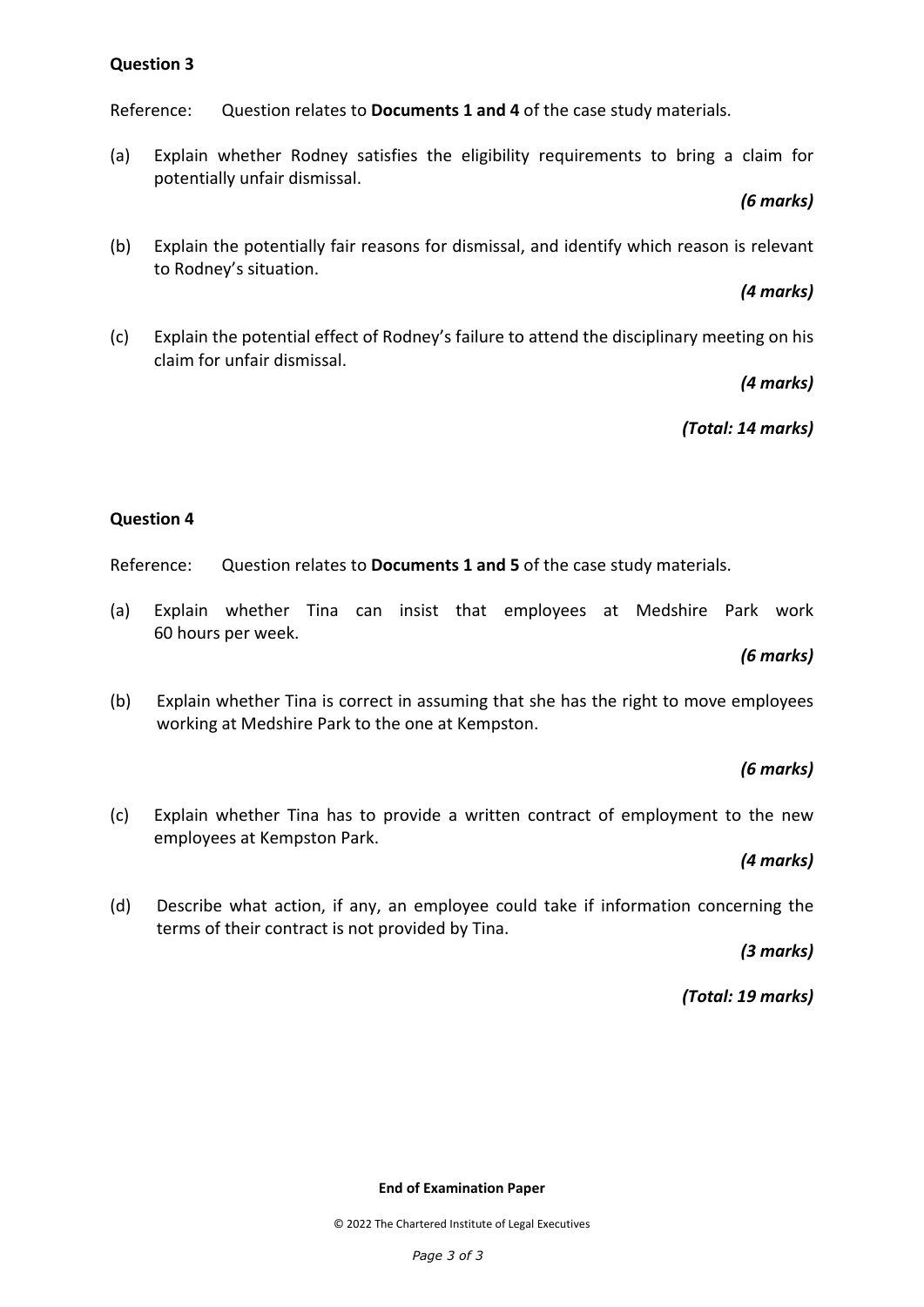**Question 3**

Reference: Question relates to **Documents 1 and 4** of the case study materials.

(a) Explain whether Rodney satisfies the eligibility requirements to bring a claim for potentially unfair dismissal.

***(6 marks)***

(b) Explain the potentially fair reasons for dismissal, and identify which reason is relevant to Rodney's situation.

***(4 marks)***

(c) Explain the potential effect of Rodney's failure to attend the disciplinary meeting on his claim for unfair dismissal.

***(4 marks)***

***(Total: 14 marks)***

**Question 4**

Reference: Question relates to **Documents 1 and 5** of the case study materials.

(a) Explain whether Tina can insist that employees at Medshire Park work 60 hours per week.

***(6 marks)***

(b) Explain whether Tina is correct in assuming that she has the right to move employees working at Medshire Park to the one at Kempston.

***(6 marks)***

(c) Explain whether Tina has to provide a written contract of employment to the new employees at Kempston Park.

***(4 marks)***

(d) Describe what action, if any, an employee could take if information concerning the terms of their contract is not provided by Tina.

***(3 marks)***

***(Total: 19 marks)***

**End of Examination Paper**

© 2022 The Chartered Institute of Legal Executives